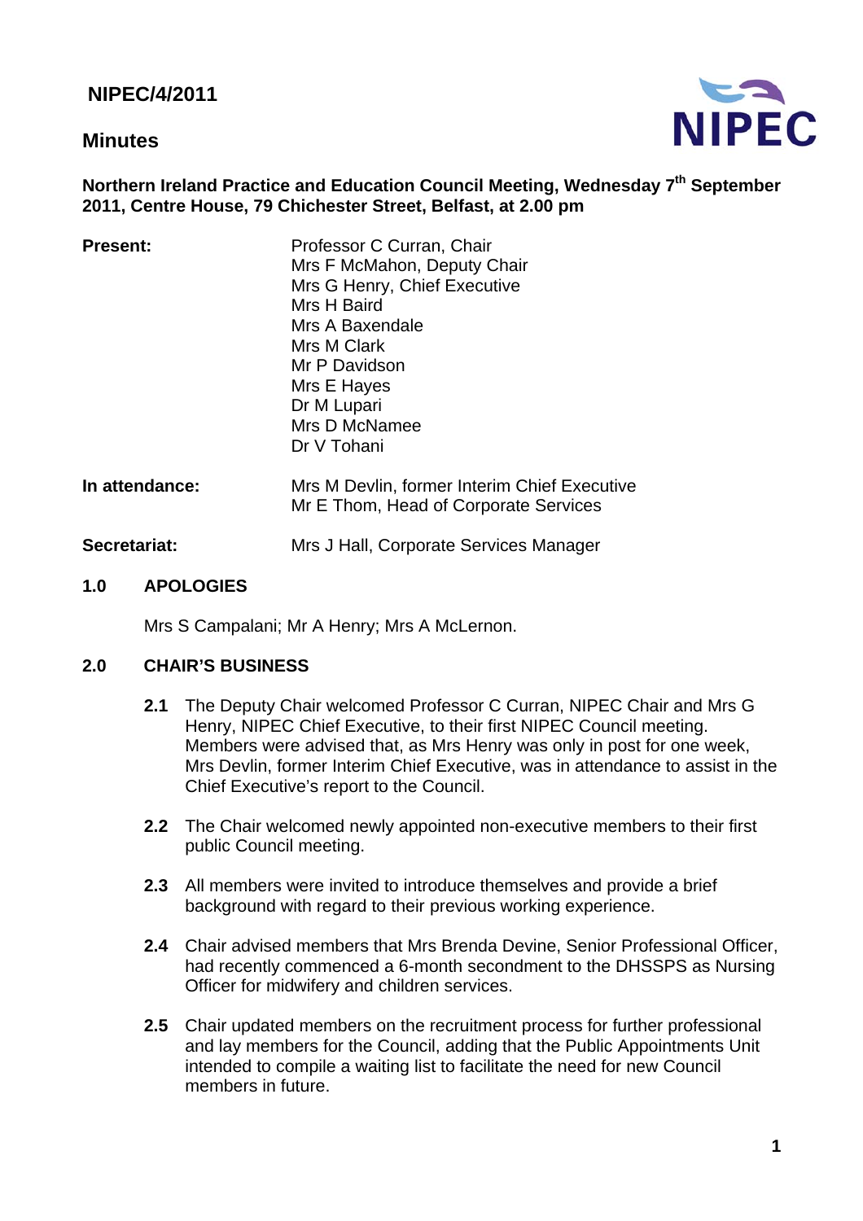**NIPEC/4/2011**

## Minutes

**Northern Ireland Practice and Education Council Meeting, Wednesday 7th September 2011, Centre House, 79 Chichester Street, Belfast, at 2.00 pm**

| | |
|---|---|
| **Present:** | Professor C Curran, Chair<br>Mrs F McMahon, Deputy Chair<br>Mrs G Henry, Chief Executive<br>Mrs H Baird<br>Mrs A Baxendale<br>Mrs M Clark<br>Mr P Davidson<br>Mrs E Hayes<br>Dr M Lupari<br>Mrs D McNamee<br>Dr V Tohani |
| **In attendance:** | Mrs M Devlin, former Interim Chief Executive<br>Mr E Thom, Head of Corporate Services |
| **Secretariat:** | Mrs J Hall, Corporate Services Manager |

### 1.0 APOLOGIES

Mrs S Campalani; Mr A Henry; Mrs A McLernon.

### 2.0 CHAIR'S BUSINESS

**2.1** The Deputy Chair welcomed Professor C Curran, NIPEC Chair and Mrs G Henry, NIPEC Chief Executive, to their first NIPEC Council meeting. Members were advised that, as Mrs Henry was only in post for one week, Mrs Devlin, former Interim Chief Executive, was in attendance to assist in the Chief Executive's report to the Council.

**2.2** The Chair welcomed newly appointed non-executive members to their first public Council meeting.

**2.3** All members were invited to introduce themselves and provide a brief background with regard to their previous working experience.

**2.4** Chair advised members that Mrs Brenda Devine, Senior Professional Officer, had recently commenced a 6-month secondment to the DHSSPS as Nursing Officer for midwifery and children services.

**2.5** Chair updated members on the recruitment process for further professional and lay members for the Council, adding that the Public Appointments Unit intended to compile a waiting list to facilitate the need for new Council members in future.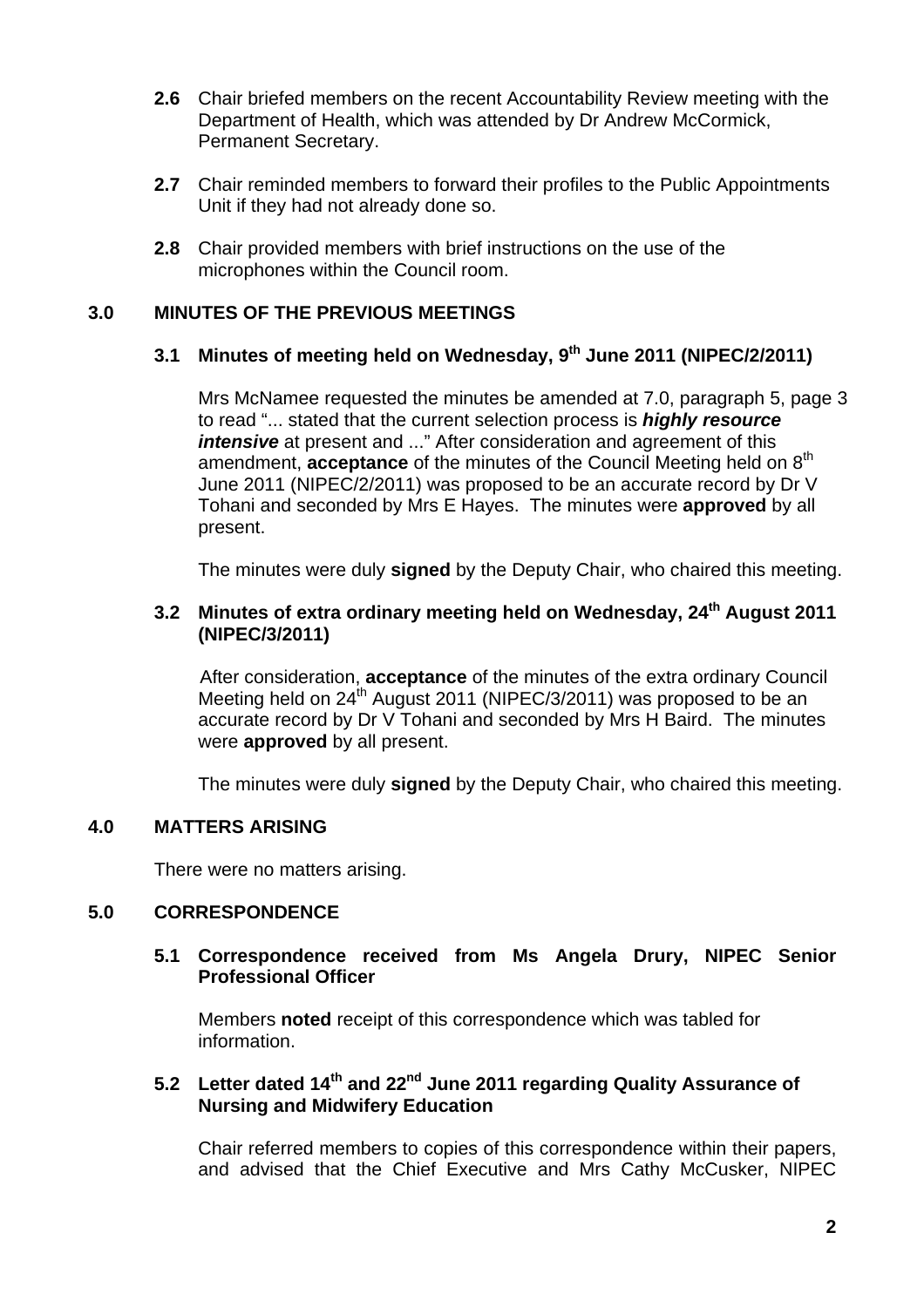**2.6** Chair briefed members on the recent Accountability Review meeting with the Department of Health, which was attended by Dr Andrew McCormick, Permanent Secretary.

**2.7** Chair reminded members to forward their profiles to the Public Appointments Unit if they had not already done so.

**2.8** Chair provided members with brief instructions on the use of the microphones within the Council room.

## 3.0 MINUTES OF THE PREVIOUS MEETINGS

### 3.1 Minutes of meeting held on Wednesday, 9th June 2011 (NIPEC/2/2011)

Mrs McNamee requested the minutes be amended at 7.0, paragraph 5, page 3 to read "... stated that the current selection process is ***highly resource intensive*** at present and ..." After consideration and agreement of this amendment, **acceptance** of the minutes of the Council Meeting held on 8th June 2011 (NIPEC/2/2011) was proposed to be an accurate record by Dr V Tohani and seconded by Mrs E Hayes. The minutes were **approved** by all present.

The minutes were duly **signed** by the Deputy Chair, who chaired this meeting.

### 3.2 Minutes of extra ordinary meeting held on Wednesday, 24th August 2011 (NIPEC/3/2011)

After consideration, **acceptance** of the minutes of the extra ordinary Council Meeting held on 24th August 2011 (NIPEC/3/2011) was proposed to be an accurate record by Dr V Tohani and seconded by Mrs H Baird. The minutes were **approved** by all present.

The minutes were duly **signed** by the Deputy Chair, who chaired this meeting.

## 4.0 MATTERS ARISING

There were no matters arising.

## 5.0 CORRESPONDENCE

### 5.1 Correspondence received from Ms Angela Drury, NIPEC Senior Professional Officer

Members **noted** receipt of this correspondence which was tabled for information.

### 5.2 Letter dated 14th and 22nd June 2011 regarding Quality Assurance of Nursing and Midwifery Education

Chair referred members to copies of this correspondence within their papers, and advised that the Chief Executive and Mrs Cathy McCusker, NIPEC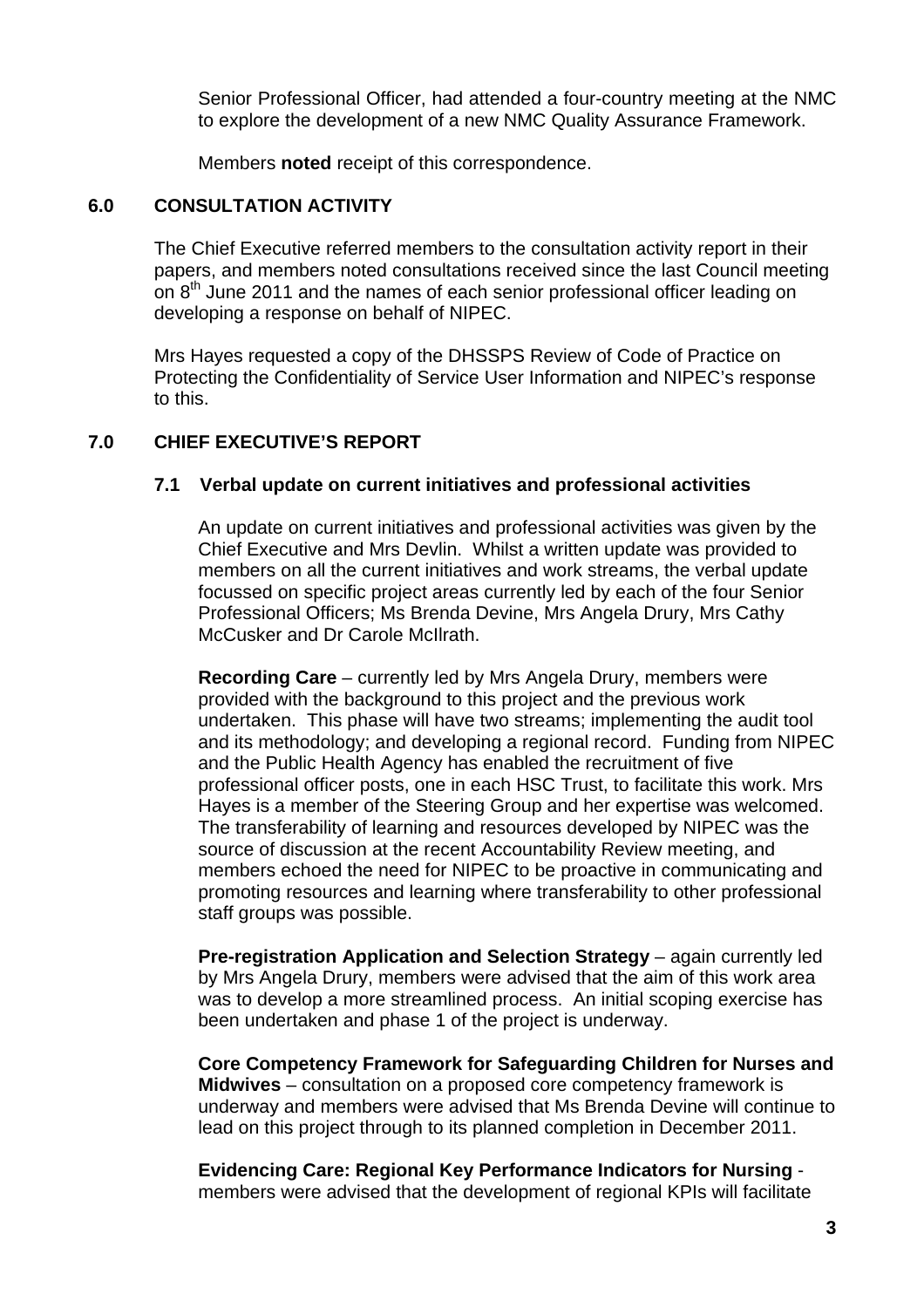Senior Professional Officer, had attended a four-country meeting at the NMC to explore the development of a new NMC Quality Assurance Framework.

Members **noted** receipt of this correspondence.

## 6.0 CONSULTATION ACTIVITY

The Chief Executive referred members to the consultation activity report in their papers, and members noted consultations received since the last Council meeting on 8th June 2011 and the names of each senior professional officer leading on developing a response on behalf of NIPEC.

Mrs Hayes requested a copy of the DHSSPS Review of Code of Practice on Protecting the Confidentiality of Service User Information and NIPEC's response to this.

## 7.0 CHIEF EXECUTIVE'S REPORT

### 7.1 Verbal update on current initiatives and professional activities

An update on current initiatives and professional activities was given by the Chief Executive and Mrs Devlin. Whilst a written update was provided to members on all the current initiatives and work streams, the verbal update focussed on specific project areas currently led by each of the four Senior Professional Officers; Ms Brenda Devine, Mrs Angela Drury, Mrs Cathy McCusker and Dr Carole McIlrath.

**Recording Care** – currently led by Mrs Angela Drury, members were provided with the background to this project and the previous work undertaken. This phase will have two streams; implementing the audit tool and its methodology; and developing a regional record. Funding from NIPEC and the Public Health Agency has enabled the recruitment of five professional officer posts, one in each HSC Trust, to facilitate this work. Mrs Hayes is a member of the Steering Group and her expertise was welcomed. The transferability of learning and resources developed by NIPEC was the source of discussion at the recent Accountability Review meeting, and members echoed the need for NIPEC to be proactive in communicating and promoting resources and learning where transferability to other professional staff groups was possible.

**Pre-registration Application and Selection Strategy** – again currently led by Mrs Angela Drury, members were advised that the aim of this work area was to develop a more streamlined process. An initial scoping exercise has been undertaken and phase 1 of the project is underway.

**Core Competency Framework for Safeguarding Children for Nurses and Midwives** – consultation on a proposed core competency framework is underway and members were advised that Ms Brenda Devine will continue to lead on this project through to its planned completion in December 2011.

**Evidencing Care: Regional Key Performance Indicators for Nursing** - members were advised that the development of regional KPIs will facilitate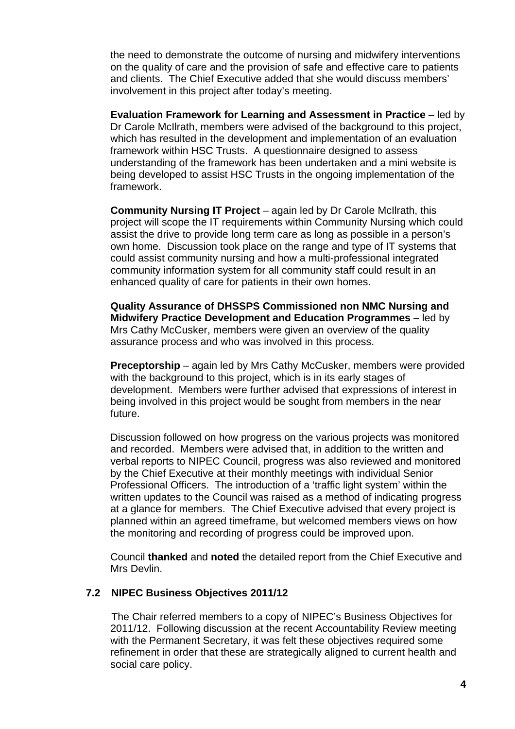the need to demonstrate the outcome of nursing and midwifery interventions on the quality of care and the provision of safe and effective care to patients and clients. The Chief Executive added that she would discuss members' involvement in this project after today's meeting.

**Evaluation Framework for Learning and Assessment in Practice** – led by Dr Carole McIlrath, members were advised of the background to this project, which has resulted in the development and implementation of an evaluation framework within HSC Trusts. A questionnaire designed to assess understanding of the framework has been undertaken and a mini website is being developed to assist HSC Trusts in the ongoing implementation of the framework.

**Community Nursing IT Project** – again led by Dr Carole McIlrath, this project will scope the IT requirements within Community Nursing which could assist the drive to provide long term care as long as possible in a person's own home. Discussion took place on the range and type of IT systems that could assist community nursing and how a multi-professional integrated community information system for all community staff could result in an enhanced quality of care for patients in their own homes.

**Quality Assurance of DHSSPS Commissioned non NMC Nursing and Midwifery Practice Development and Education Programmes** – led by Mrs Cathy McCusker, members were given an overview of the quality assurance process and who was involved in this process.

**Preceptorship** – again led by Mrs Cathy McCusker, members were provided with the background to this project, which is in its early stages of development. Members were further advised that expressions of interest in being involved in this project would be sought from members in the near future.

Discussion followed on how progress on the various projects was monitored and recorded. Members were advised that, in addition to the written and verbal reports to NIPEC Council, progress was also reviewed and monitored by the Chief Executive at their monthly meetings with individual Senior Professional Officers. The introduction of a 'traffic light system' within the written updates to the Council was raised as a method of indicating progress at a glance for members. The Chief Executive advised that every project is planned within an agreed timeframe, but welcomed members views on how the monitoring and recording of progress could be improved upon.

Council **thanked** and **noted** the detailed report from the Chief Executive and Mrs Devlin.

### 7.2 NIPEC Business Objectives 2011/12

The Chair referred members to a copy of NIPEC's Business Objectives for 2011/12. Following discussion at the recent Accountability Review meeting with the Permanent Secretary, it was felt these objectives required some refinement in order that these are strategically aligned to current health and social care policy.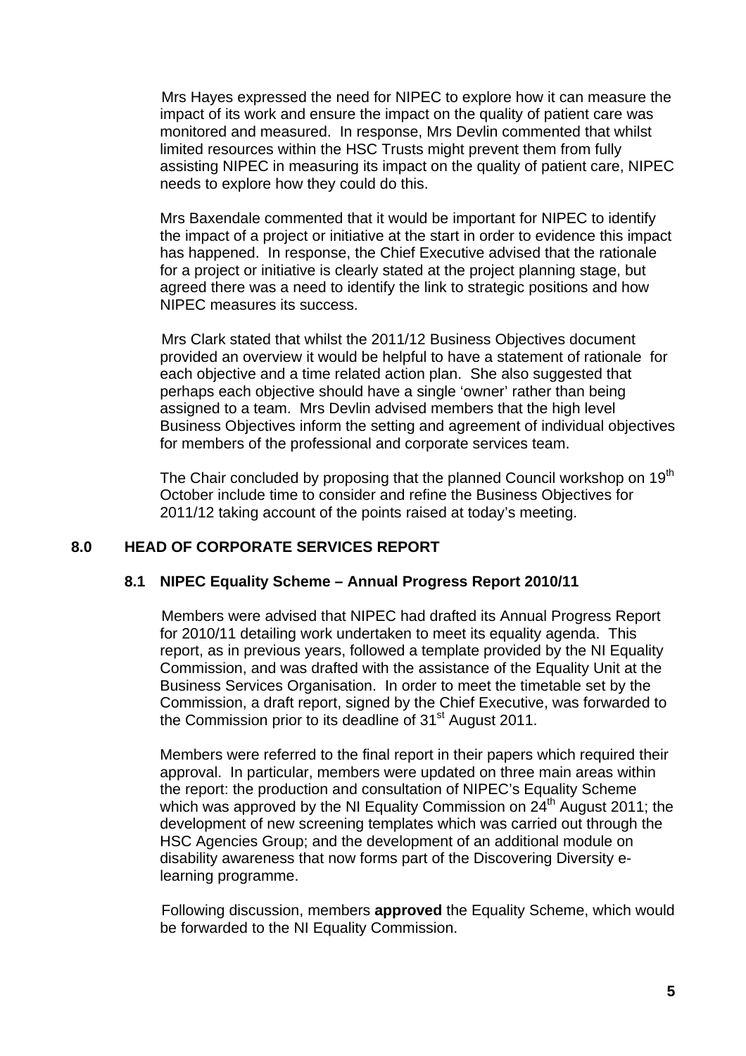Mrs Hayes expressed the need for NIPEC to explore how it can measure the impact of its work and ensure the impact on the quality of patient care was monitored and measured. In response, Mrs Devlin commented that whilst limited resources within the HSC Trusts might prevent them from fully assisting NIPEC in measuring its impact on the quality of patient care, NIPEC needs to explore how they could do this.

Mrs Baxendale commented that it would be important for NIPEC to identify the impact of a project or initiative at the start in order to evidence this impact has happened. In response, the Chief Executive advised that the rationale for a project or initiative is clearly stated at the project planning stage, but agreed there was a need to identify the link to strategic positions and how NIPEC measures its success.

Mrs Clark stated that whilst the 2011/12 Business Objectives document provided an overview it would be helpful to have a statement of rationale for each objective and a time related action plan. She also suggested that perhaps each objective should have a single 'owner' rather than being assigned to a team. Mrs Devlin advised members that the high level Business Objectives inform the setting and agreement of individual objectives for members of the professional and corporate services team.

The Chair concluded by proposing that the planned Council workshop on 19th October include time to consider and refine the Business Objectives for 2011/12 taking account of the points raised at today's meeting.

## 8.0 HEAD OF CORPORATE SERVICES REPORT

### 8.1 NIPEC Equality Scheme – Annual Progress Report 2010/11

Members were advised that NIPEC had drafted its Annual Progress Report for 2010/11 detailing work undertaken to meet its equality agenda. This report, as in previous years, followed a template provided by the NI Equality Commission, and was drafted with the assistance of the Equality Unit at the Business Services Organisation. In order to meet the timetable set by the Commission, a draft report, signed by the Chief Executive, was forwarded to the Commission prior to its deadline of 31st August 2011.

Members were referred to the final report in their papers which required their approval. In particular, members were updated on three main areas within the report: the production and consultation of NIPEC's Equality Scheme which was approved by the NI Equality Commission on 24th August 2011; the development of new screening templates which was carried out through the HSC Agencies Group; and the development of an additional module on disability awareness that now forms part of the Discovering Diversity e-learning programme.

Following discussion, members **approved** the Equality Scheme, which would be forwarded to the NI Equality Commission.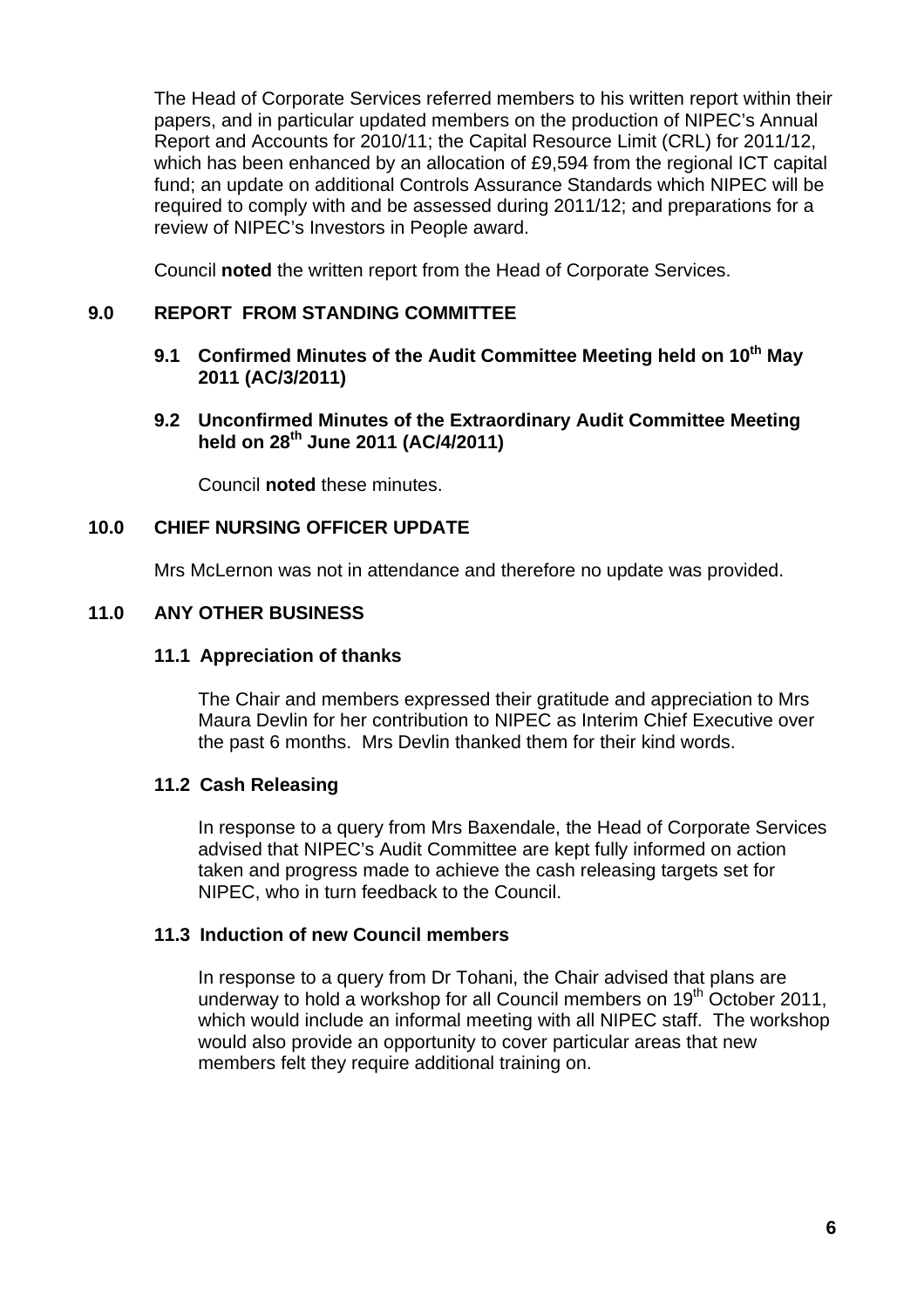The Head of Corporate Services referred members to his written report within their papers, and in particular updated members on the production of NIPEC's Annual Report and Accounts for 2010/11; the Capital Resource Limit (CRL) for 2011/12, which has been enhanced by an allocation of £9,594 from the regional ICT capital fund; an update on additional Controls Assurance Standards which NIPEC will be required to comply with and be assessed during 2011/12; and preparations for a review of NIPEC's Investors in People award.

Council **noted** the written report from the Head of Corporate Services.

## 9.0 REPORT FROM STANDING COMMITTEE

### 9.1 Confirmed Minutes of the Audit Committee Meeting held on 10th May 2011 (AC/3/2011)

### 9.2 Unconfirmed Minutes of the Extraordinary Audit Committee Meeting held on 28th June 2011 (AC/4/2011)

Council **noted** these minutes.

## 10.0 CHIEF NURSING OFFICER UPDATE

Mrs McLernon was not in attendance and therefore no update was provided.

## 11.0 ANY OTHER BUSINESS

### 11.1 Appreciation of thanks

The Chair and members expressed their gratitude and appreciation to Mrs Maura Devlin for her contribution to NIPEC as Interim Chief Executive over the past 6 months. Mrs Devlin thanked them for their kind words.

### 11.2 Cash Releasing

In response to a query from Mrs Baxendale, the Head of Corporate Services advised that NIPEC's Audit Committee are kept fully informed on action taken and progress made to achieve the cash releasing targets set for NIPEC, who in turn feedback to the Council.

### 11.3 Induction of new Council members

In response to a query from Dr Tohani, the Chair advised that plans are underway to hold a workshop for all Council members on 19th October 2011, which would include an informal meeting with all NIPEC staff. The workshop would also provide an opportunity to cover particular areas that new members felt they require additional training on.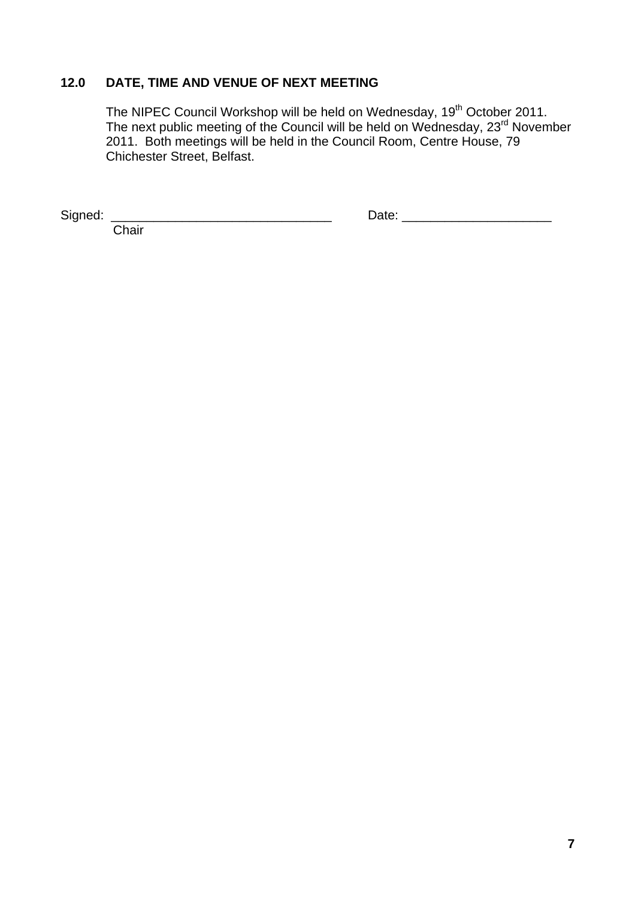## 12.0 DATE, TIME AND VENUE OF NEXT MEETING

The NIPEC Council Workshop will be held on Wednesday, 19th October 2011. The next public meeting of the Council will be held on Wednesday, 23rd November 2011. Both meetings will be held in the Council Room, Centre House, 79 Chichester Street, Belfast.

Signed: _______________________________ Date: _____________________

Chair